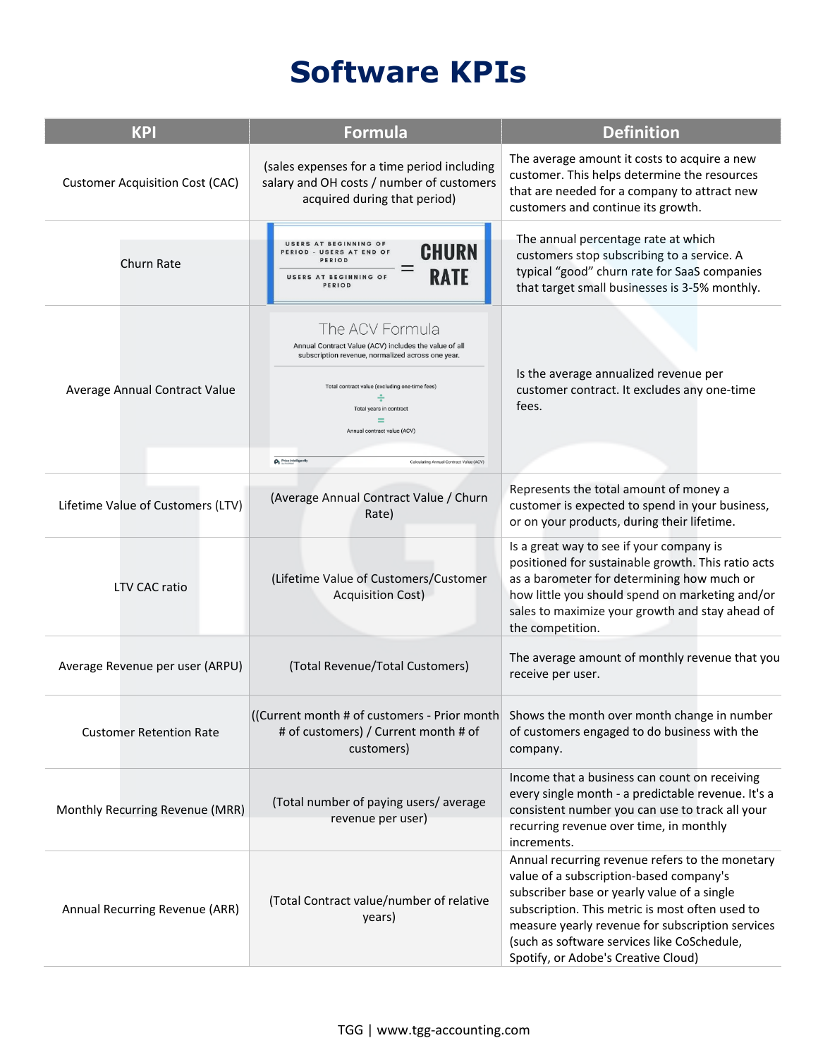# Software KPIs

| KPI | Formula | Definition |
| --- | --- | --- |
| Customer Acquisition Cost (CAC) | (sales expenses for a time period including salary and OH costs / number of customers acquired during that period) | The average amount it costs to acquire a new customer. This helps determine the resources that are needed for a company to attract new customers and continue its growth. |
| Churn Rate | USERS AT BEGINNING OF PERIOD - USERS AT END OF PERIOD / USERS AT BEGINNING OF PERIOD = CHURN RATE | The annual percentage rate at which customers stop subscribing to a service. A typical "good" churn rate for SaaS companies that target small businesses is 3-5% monthly. |
| Average Annual Contract Value | The ACV Formula: Annual Contract Value (ACV) includes the value of all subscription revenue, normalized across one year. Total contract value (excluding one-time fees) ÷ Total years in contract = Annual contract value (ACV) | Is the average annualized revenue per customer contract. It excludes any one-time fees. |
| Lifetime Value of Customers (LTV) | (Average Annual Contract Value / Churn Rate) | Represents the total amount of money a customer is expected to spend in your business, or on your products, during their lifetime. |
| LTV CAC ratio | (Lifetime Value of Customers/Customer Acquisition Cost) | Is a great way to see if your company is positioned for sustainable growth. This ratio acts as a barometer for determining how much or how little you should spend on marketing and/or sales to maximize your growth and stay ahead of the competition. |
| Average Revenue per user (ARPU) | (Total Revenue/Total Customers) | The average amount of monthly revenue that you receive per user. |
| Customer Retention Rate | ((Current month # of customers - Prior month # of customers) / Current month # of customers) | Shows the month over month change in number of customers engaged to do business with the company. |
| Monthly Recurring Revenue (MRR) | (Total number of paying users/ average revenue per user) | Income that a business can count on receiving every single month - a predictable revenue. It's a consistent number you can use to track all your recurring revenue over time, in monthly increments. |
| Annual Recurring Revenue (ARR) | (Total Contract value/number of relative years) | Annual recurring revenue refers to the monetary value of a subscription-based company's subscriber base or yearly value of a single subscription. This metric is most often used to measure yearly revenue for subscription services (such as software services like CoSchedule, Spotify, or Adobe's Creative Cloud) |

TGG | www.tgg-accounting.com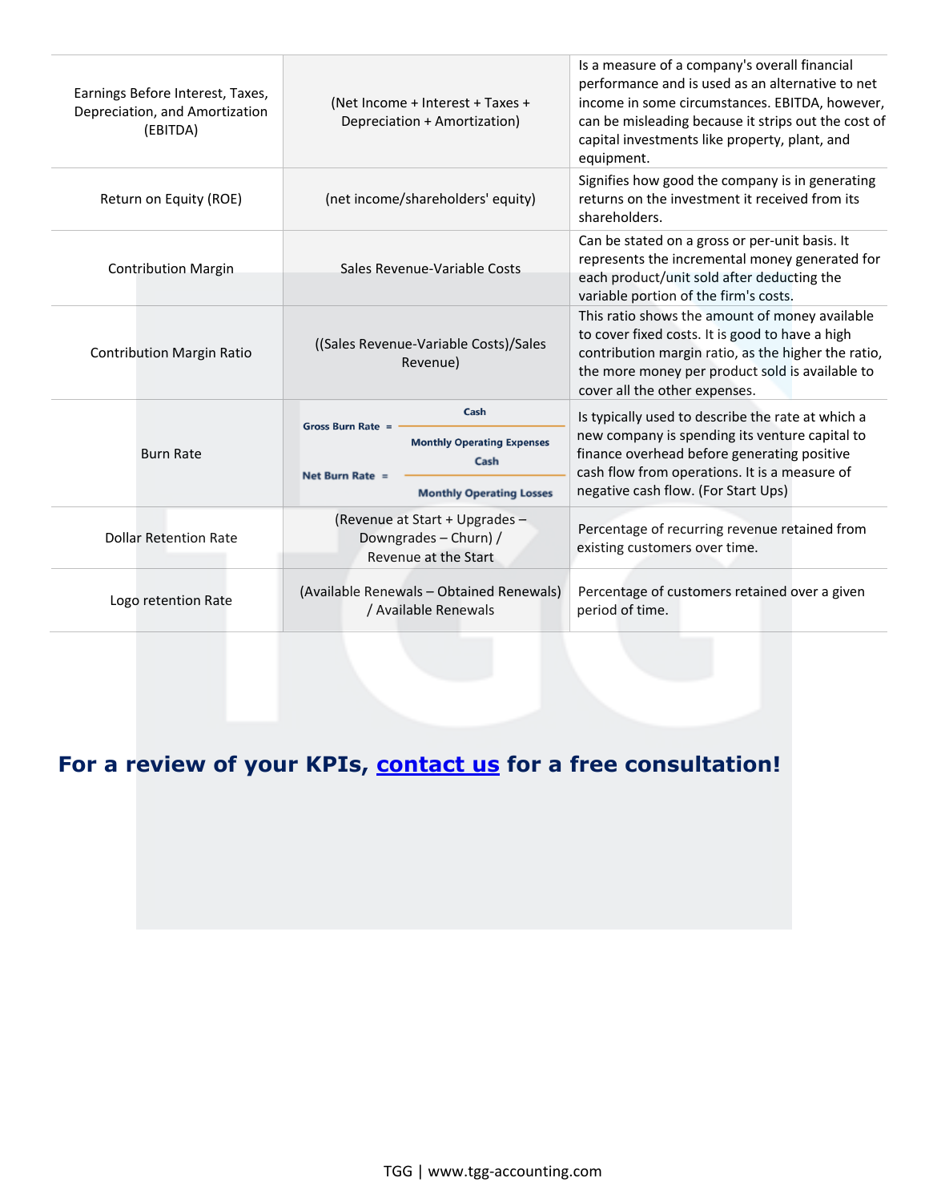| | | |
|---|---|---|
| Earnings Before Interest, Taxes, Depreciation, and Amortization (EBITDA) | (Net Income + Interest + Taxes + Depreciation + Amortization) | Is a measure of a company's overall financial performance and is used as an alternative to net income in some circumstances. EBITDA, however, can be misleading because it strips out the cost of capital investments like property, plant, and equipment. |
| Return on Equity (ROE) | (net income/shareholders' equity) | Signifies how good the company is in generating returns on the investment it received from its shareholders. |
| Contribution Margin | Sales Revenue-Variable Costs | Can be stated on a gross or per-unit basis. It represents the incremental money generated for each product/unit sold after deducting the variable portion of the firm's costs. |
| Contribution Margin Ratio | ((Sales Revenue-Variable Costs)/Sales Revenue) | This ratio shows the amount of money available to cover fixed costs. It is good to have a high contribution margin ratio, as the higher the ratio, the more money per product sold is available to cover all the other expenses. |
| Burn Rate | $\text{Gross Burn Rate} = \frac{\text{Cash}}{\text{Monthly Operating Expenses}}$ $\text{Net Burn Rate} = \frac{\text{Cash}}{\text{Monthly Operating Losses}}$ | Is typically used to describe the rate at which a new company is spending its venture capital to finance overhead before generating positive cash flow from operations. It is a measure of negative cash flow. (For Start Ups) |
| Dollar Retention Rate | (Revenue at Start + Upgrades – Downgrades – Churn) / Revenue at the Start | Percentage of recurring revenue retained from existing customers over time. |
| Logo retention Rate | (Available Renewals – Obtained Renewals) / Available Renewals | Percentage of customers retained over a given period of time. |

## For a review of your KPIs, contact us for a free consultation!